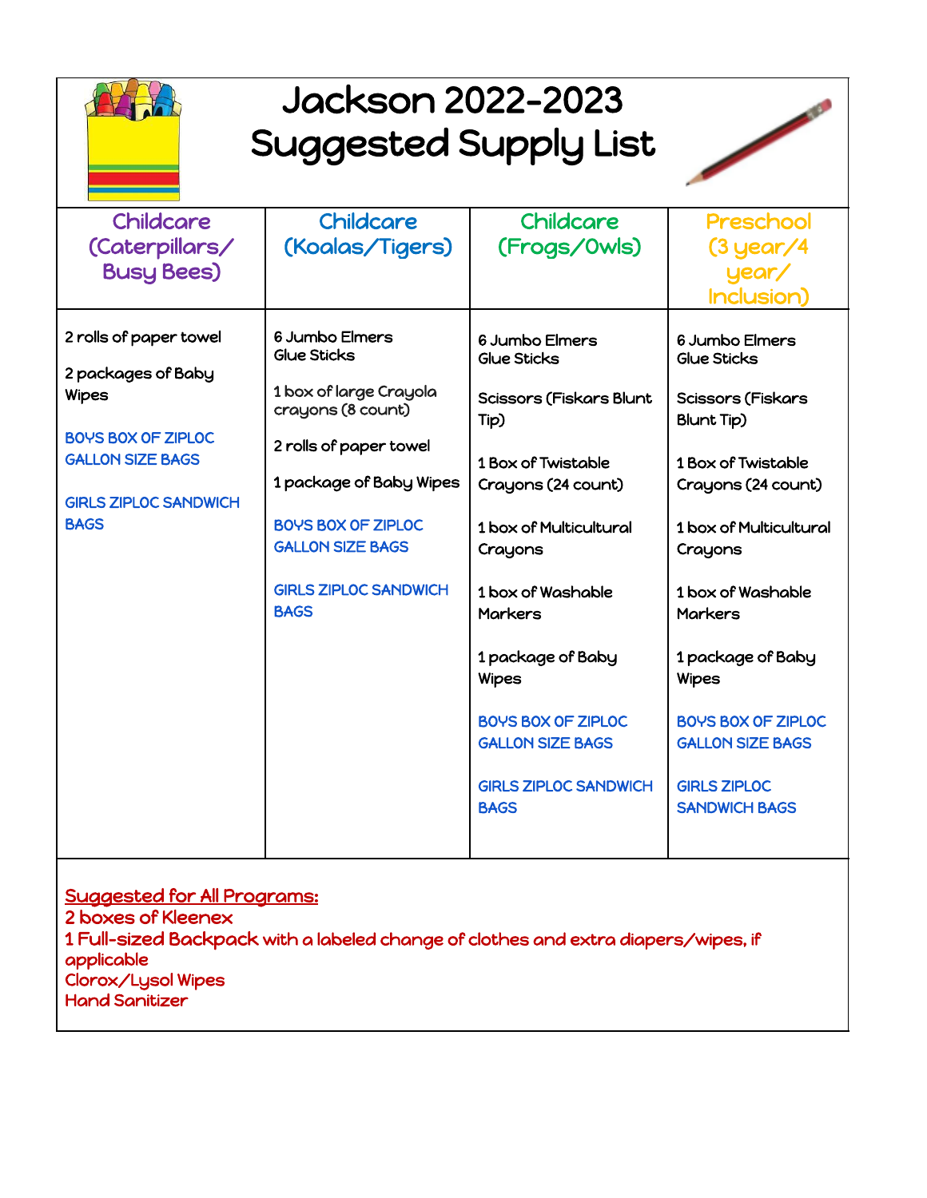# Jackson 2022-2023
# Suggested Supply List

| Childcare (Caterpillars/ Busy Bees) | Childcare (Koalas/Tigers) | Childcare (Frogs/Owls) | Preschool (3 year/4 year/ Inclusion) |
|---|---|---|---|
| 2 rolls of paper towel<br><br>2 packages of Baby Wipes<br><br>BOYS BOX OF ZIPLOC GALLON SIZE BAGS<br><br>GIRLS ZIPLOC SANDWICH BAGS | 6 Jumbo Elmers Glue Sticks<br><br>1 box of large Crayola crayons (8 count)<br><br>2 rolls of paper towel<br><br>1 package of Baby Wipes<br><br>BOYS BOX OF ZIPLOC GALLON SIZE BAGS<br><br>GIRLS ZIPLOC SANDWICH BAGS | 6 Jumbo Elmers Glue Sticks<br><br>Scissors (Fiskars Blunt Tip)<br><br>1 Box of Twistable Crayons (24 count)<br><br>1 box of Multicultural Crayons<br><br>1 box of Washable Markers<br><br>1 package of Baby Wipes<br><br>BOYS BOX OF ZIPLOC GALLON SIZE BAGS<br><br>GIRLS ZIPLOC SANDWICH BAGS | 6 Jumbo Elmers Glue Sticks<br><br>Scissors (Fiskars Blunt Tip)<br><br>1 Box of Twistable Crayons (24 count)<br><br>1 box of Multicultural Crayons<br><br>1 box of Washable Markers<br><br>1 package of Baby Wipes<br><br>BOYS BOX OF ZIPLOC GALLON SIZE BAGS<br><br>GIRLS ZIPLOC SANDWICH BAGS |

**Suggested for All Programs:**

2 boxes of Kleenex
1 Full-sized Backpack with a labeled change of clothes and extra diapers/wipes, if applicable
Clorox/Lysol Wipes
Hand Sanitizer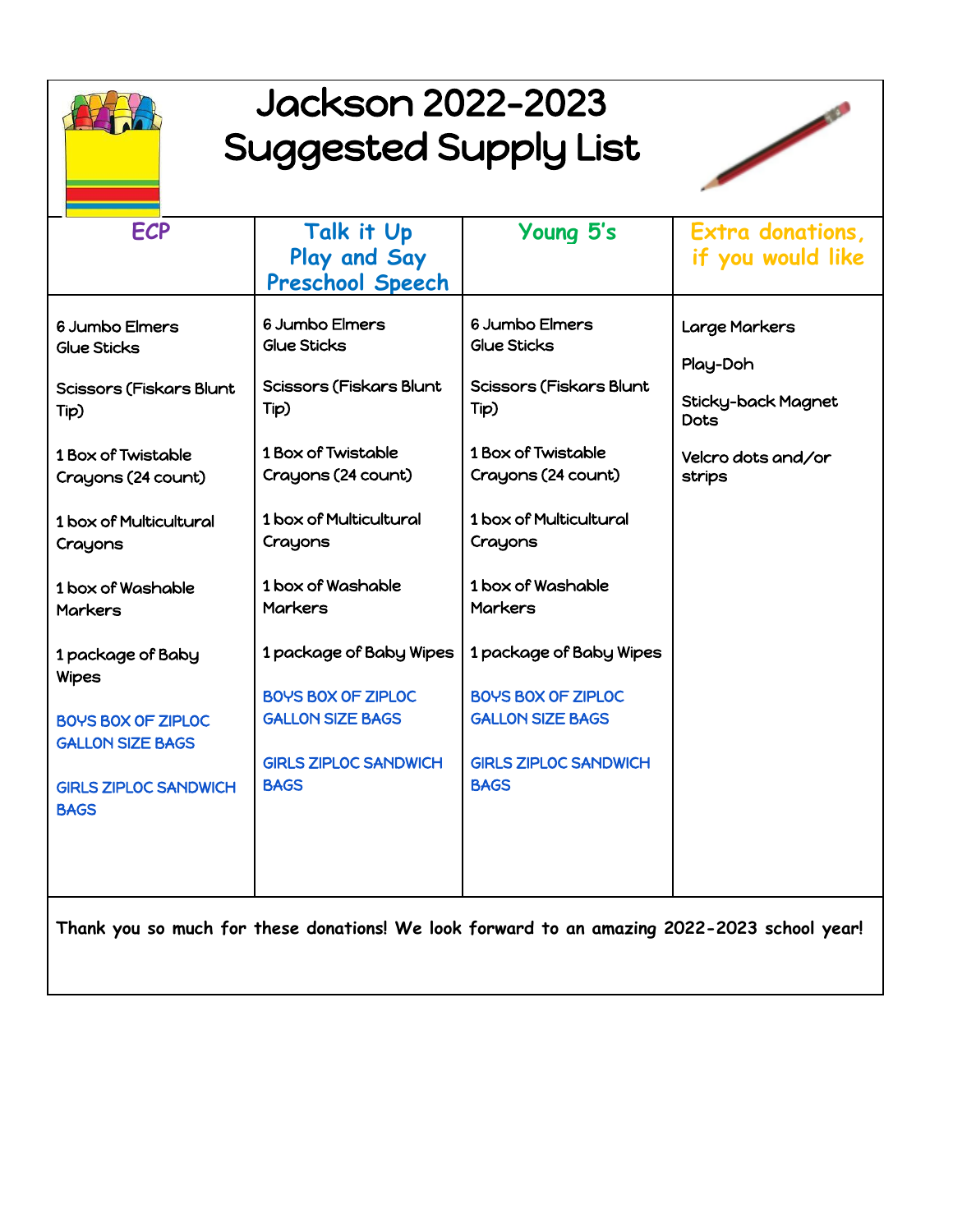# Jackson 2022-2023 Suggested Supply List

| ECP | Talk it Up Play and Say Preschool Speech | Young 5's | Extra donations, if you would like |
|---|---|---|---|
| 6 Jumbo Elmers Glue Sticks | 6 Jumbo Elmers Glue Sticks | 6 Jumbo Elmers Glue Sticks | Large Markers |
| Scissors (Fiskars Blunt Tip) | Scissors (Fiskars Blunt Tip) | Scissors (Fiskars Blunt Tip) | Play-Doh |
| 1 Box of Twistable Crayons (24 count) | 1 Box of Twistable Crayons (24 count) | 1 Box of Twistable Crayons (24 count) | Sticky-back Magnet Dots |
| 1 box of Multicultural Crayons | 1 box of Multicultural Crayons | 1 box of Multicultural Crayons | Velcro dots and/or strips |
| 1 box of Washable Markers | 1 box of Washable Markers | 1 box of Washable Markers | |
| 1 package of Baby Wipes | 1 package of Baby Wipes | 1 package of Baby Wipes | |
| BOYS BOX OF ZIPLOC GALLON SIZE BAGS | BOYS BOX OF ZIPLOC GALLON SIZE BAGS | BOYS BOX OF ZIPLOC GALLON SIZE BAGS | |
| GIRLS ZIPLOC SANDWICH BAGS | GIRLS ZIPLOC SANDWICH BAGS | GIRLS ZIPLOC SANDWICH BAGS | |

**Thank you so much for these donations! We look forward to an amazing 2022-2023 school year!**